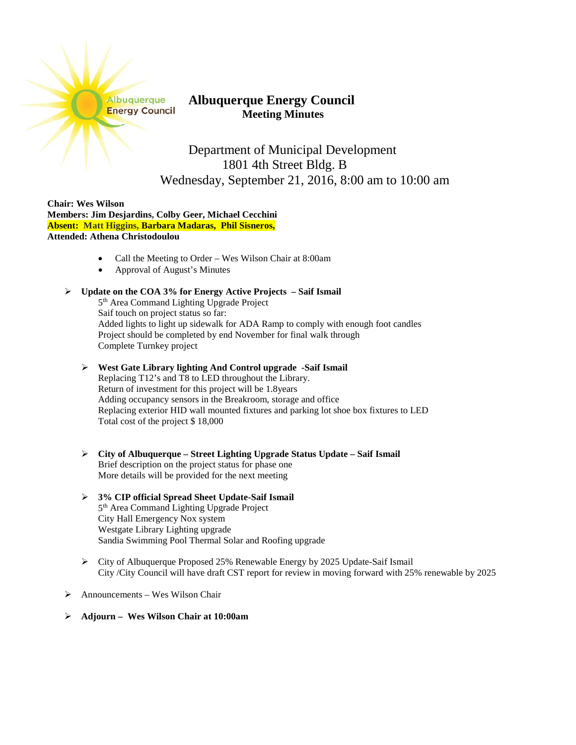Albuquerque Energy Council

# Albuquerque Energy Council

## Meeting Minutes

Department of Municipal Development
1801 4th Street Bldg. B
Wednesday, September 21, 2016, 8:00 am to 10:00 am

**Chair: Wes Wilson**
**Members: Jim Desjardins, Colby Geer, Michael Cecchini**
**Absent: Matt Higgins, Barbara Madaras, Phil Sisneros,**
**Attended: Athena Christodoulou**

- Call the Meeting to Order – Wes Wilson Chair at 8:00am
- Approval of August's Minutes

- **Update on the COA 3% for Energy Active Projects – Saif Ismail**
  5th Area Command Lighting Upgrade Project
  Saif touch on project status so far:
  Added lights to light up sidewalk for ADA Ramp to comply with enough foot candles
  Project should be completed by end November for final walk through
  Complete Turnkey project

  - **West Gate Library lighting And Control upgrade -Saif Ismail**
    Replacing T12's and T8 to LED throughout the Library.
    Return of investment for this project will be 1.8years
    Adding occupancy sensors in the Breakroom, storage and office
    Replacing exterior HID wall mounted fixtures and parking lot shoe box fixtures to LED
    Total cost of the project $ 18,000

  - **City of Albuquerque – Street Lighting Upgrade Status Update – Saif Ismail**
    Brief description on the project status for phase one
    More details will be provided for the next meeting

  - **3% CIP official Spread Sheet Update-Saif Ismail**
    5th Area Command Lighting Upgrade Project
    City Hall Emergency Nox system
    Westgate Library Lighting upgrade
    Sandia Swimming Pool Thermal Solar and Roofing upgrade

  - City of Albuquerque Proposed 25% Renewable Energy by 2025 Update-Saif Ismail
    City /City Council will have draft CST report for review in moving forward with 25% renewable by 2025

- Announcements – Wes Wilson Chair

- **Adjourn – Wes Wilson Chair at 10:00am**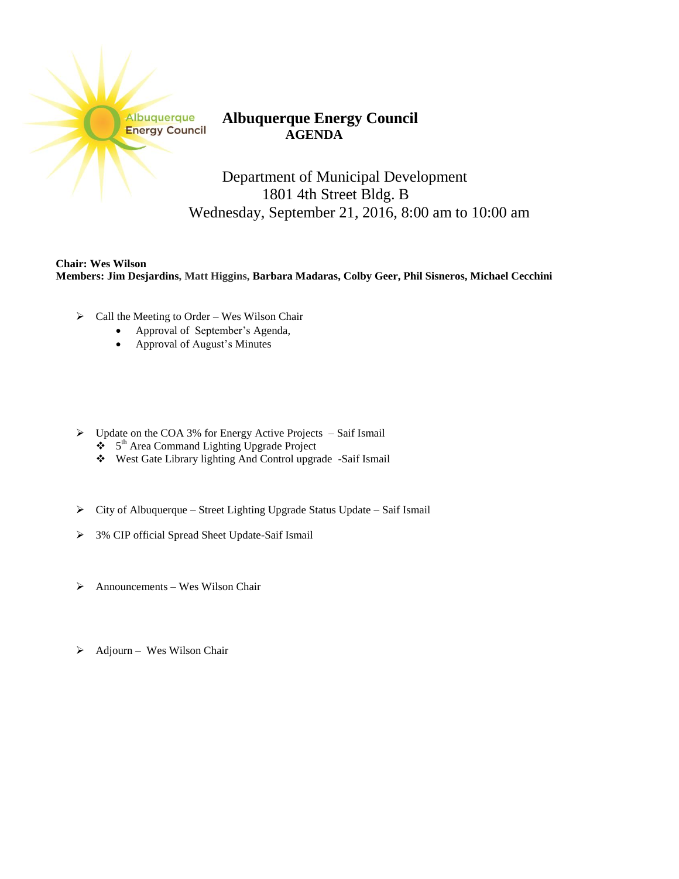# Albuquerque Energy Council

## AGENDA

Department of Municipal Development
1801 4th Street Bldg. B
Wednesday, September 21, 2016, 8:00 am to 10:00 am

**Chair: Wes Wilson**
**Members: Jim Desjardins, Matt Higgins, Barbara Madaras, Colby Geer, Phil Sisneros, Michael Cecchini**

- Call the Meeting to Order – Wes Wilson Chair
  - Approval of September's Agenda,
  - Approval of August's Minutes

- Update on the COA 3% for Energy Active Projects – Saif Ismail
  - 5th Area Command Lighting Upgrade Project
  - West Gate Library lighting And Control upgrade -Saif Ismail

- City of Albuquerque – Street Lighting Upgrade Status Update – Saif Ismail

- 3% CIP official Spread Sheet Update-Saif Ismail

- Announcements – Wes Wilson Chair

- Adjourn – Wes Wilson Chair